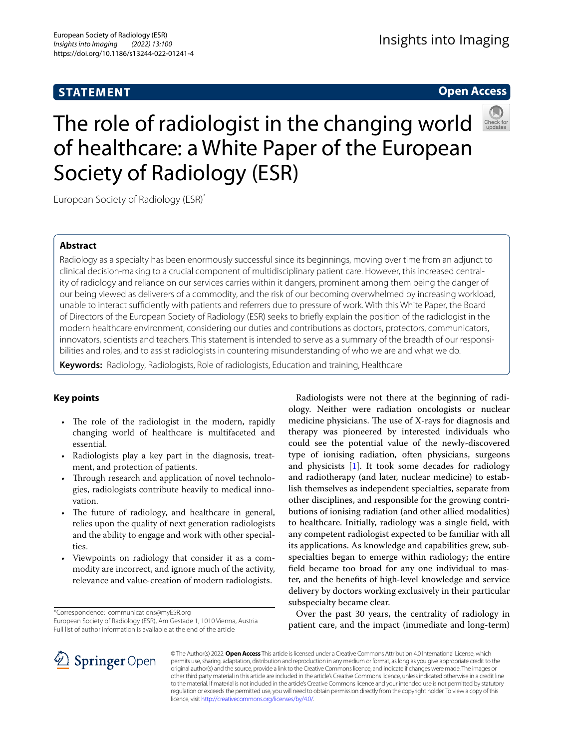STATEMENT

Open Access

# The role of radiologist in the changing world of healthcare: a White Paper of the European Society of Radiology (ESR)

European Society of Radiology (ESR)*

## Abstract

Radiology as a specialty has been enormously successful since its beginnings, moving over time from an adjunct to clinical decision-making to a crucial component of multidisciplinary patient care. However, this increased centrality of radiology and reliance on our services carries within it dangers, prominent among them being the danger of our being viewed as deliverers of a commodity, and the risk of our becoming overwhelmed by increasing workload, unable to interact sufficiently with patients and referrers due to pressure of work. With this White Paper, the Board of Directors of the European Society of Radiology (ESR) seeks to briefly explain the position of the radiologist in the modern healthcare environment, considering our duties and contributions as doctors, protectors, communicators, innovators, scientists and teachers. This statement is intended to serve as a summary of the breadth of our responsibilities and roles, and to assist radiologists in countering misunderstanding of who we are and what we do.

**Keywords:** Radiology, Radiologists, Role of radiologists, Education and training, Healthcare

## Key points

- The role of the radiologist in the modern, rapidly changing world of healthcare is multifaceted and essential.
- Radiologists play a key part in the diagnosis, treatment, and protection of patients.
- Through research and application of novel technologies, radiologists contribute heavily to medical innovation.
- The future of radiology, and healthcare in general, relies upon the quality of next generation radiologists and the ability to engage and work with other specialties.
- Viewpoints on radiology that consider it as a commodity are incorrect, and ignore much of the activity, relevance and value-creation of modern radiologists.

*Correspondence: communications@myESR.org
European Society of Radiology (ESR), Am Gestade 1, 1010 Vienna, Austria
Full list of author information is available at the end of the article

Radiologists were not there at the beginning of radiology. Neither were radiation oncologists or nuclear medicine physicians. The use of X-rays for diagnosis and therapy was pioneered by interested individuals who could see the potential value of the newly-discovered type of ionising radiation, often physicians, surgeons and physicists [1]. It took some decades for radiology and radiotherapy (and later, nuclear medicine) to establish themselves as independent specialties, separate from other disciplines, and responsible for the growing contributions of ionising radiation (and other allied modalities) to healthcare. Initially, radiology was a single field, with any competent radiologist expected to be familiar with all its applications. As knowledge and capabilities grew, subspecialties began to emerge within radiology; the entire field became too broad for any one individual to master, and the benefits of high-level knowledge and service delivery by doctors working exclusively in their particular subspecialty became clear.

Over the past 30 years, the centrality of radiology in patient care, and the impact (immediate and long-term)

© The Author(s) 2022. **Open Access** This article is licensed under a Creative Commons Attribution 4.0 International License, which permits use, sharing, adaptation, distribution and reproduction in any medium or format, as long as you give appropriate credit to the original author(s) and the source, provide a link to the Creative Commons licence, and indicate if changes were made. The images or other third party material in this article are included in the article's Creative Commons licence, unless indicated otherwise in a credit line to the material. If material is not included in the article's Creative Commons licence and your intended use is not permitted by statutory regulation or exceeds the permitted use, you will need to obtain permission directly from the copyright holder. To view a copy of this licence, visit http://creativecommons.org/licenses/by/4.0/.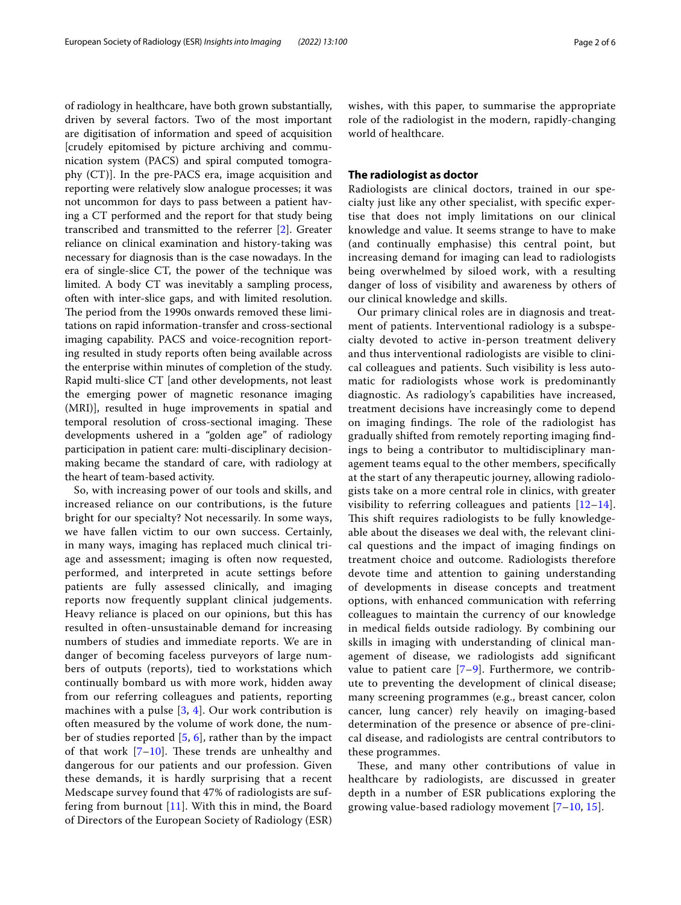of radiology in healthcare, have both grown substantially, driven by several factors. Two of the most important are digitisation of information and speed of acquisition [crudely epitomised by picture archiving and communication system (PACS) and spiral computed tomography (CT)]. In the pre-PACS era, image acquisition and reporting were relatively slow analogue processes; it was not uncommon for days to pass between a patient having a CT performed and the report for that study being transcribed and transmitted to the referrer [2]. Greater reliance on clinical examination and history-taking was necessary for diagnosis than is the case nowadays. In the era of single-slice CT, the power of the technique was limited. A body CT was inevitably a sampling process, often with inter-slice gaps, and with limited resolution. The period from the 1990s onwards removed these limitations on rapid information-transfer and cross-sectional imaging capability. PACS and voice-recognition reporting resulted in study reports often being available across the enterprise within minutes of completion of the study. Rapid multi-slice CT [and other developments, not least the emerging power of magnetic resonance imaging (MRI)], resulted in huge improvements in spatial and temporal resolution of cross-sectional imaging. These developments ushered in a "golden age" of radiology participation in patient care: multi-disciplinary decision-making became the standard of care, with radiology at the heart of team-based activity.

So, with increasing power of our tools and skills, and increased reliance on our contributions, is the future bright for our specialty? Not necessarily. In some ways, we have fallen victim to our own success. Certainly, in many ways, imaging has replaced much clinical triage and assessment; imaging is often now requested, performed, and interpreted in acute settings before patients are fully assessed clinically, and imaging reports now frequently supplant clinical judgements. Heavy reliance is placed on our opinions, but this has resulted in often-unsustainable demand for increasing numbers of studies and immediate reports. We are in danger of becoming faceless purveyors of large numbers of outputs (reports), tied to workstations which continually bombard us with more work, hidden away from our referring colleagues and patients, reporting machines with a pulse [3, 4]. Our work contribution is often measured by the volume of work done, the number of studies reported [5, 6], rather than by the impact of that work [7–10]. These trends are unhealthy and dangerous for our patients and our profession. Given these demands, it is hardly surprising that a recent Medscape survey found that 47% of radiologists are suffering from burnout [11]. With this in mind, the Board of Directors of the European Society of Radiology (ESR) wishes, with this paper, to summarise the appropriate role of the radiologist in the modern, rapidly-changing world of healthcare.

## The radiologist as doctor

Radiologists are clinical doctors, trained in our specialty just like any other specialist, with specific expertise that does not imply limitations on our clinical knowledge and value. It seems strange to have to make (and continually emphasise) this central point, but increasing demand for imaging can lead to radiologists being overwhelmed by siloed work, with a resulting danger of loss of visibility and awareness by others of our clinical knowledge and skills.

Our primary clinical roles are in diagnosis and treatment of patients. Interventional radiology is a subspecialty devoted to active in-person treatment delivery and thus interventional radiologists are visible to clinical colleagues and patients. Such visibility is less automatic for radiologists whose work is predominantly diagnostic. As radiology's capabilities have increased, treatment decisions have increasingly come to depend on imaging findings. The role of the radiologist has gradually shifted from remotely reporting imaging findings to being a contributor to multidisciplinary management teams equal to the other members, specifically at the start of any therapeutic journey, allowing radiologists take on a more central role in clinics, with greater visibility to referring colleagues and patients [12–14]. This shift requires radiologists to be fully knowledgeable about the diseases we deal with, the relevant clinical questions and the impact of imaging findings on treatment choice and outcome. Radiologists therefore devote time and attention to gaining understanding of developments in disease concepts and treatment options, with enhanced communication with referring colleagues to maintain the currency of our knowledge in medical fields outside radiology. By combining our skills in imaging with understanding of clinical management of disease, we radiologists add significant value to patient care [7–9]. Furthermore, we contribute to preventing the development of clinical disease; many screening programmes (e.g., breast cancer, colon cancer, lung cancer) rely heavily on imaging-based determination of the presence or absence of pre-clinical disease, and radiologists are central contributors to these programmes.

These, and many other contributions of value in healthcare by radiologists, are discussed in greater depth in a number of ESR publications exploring the growing value-based radiology movement [7–10, 15].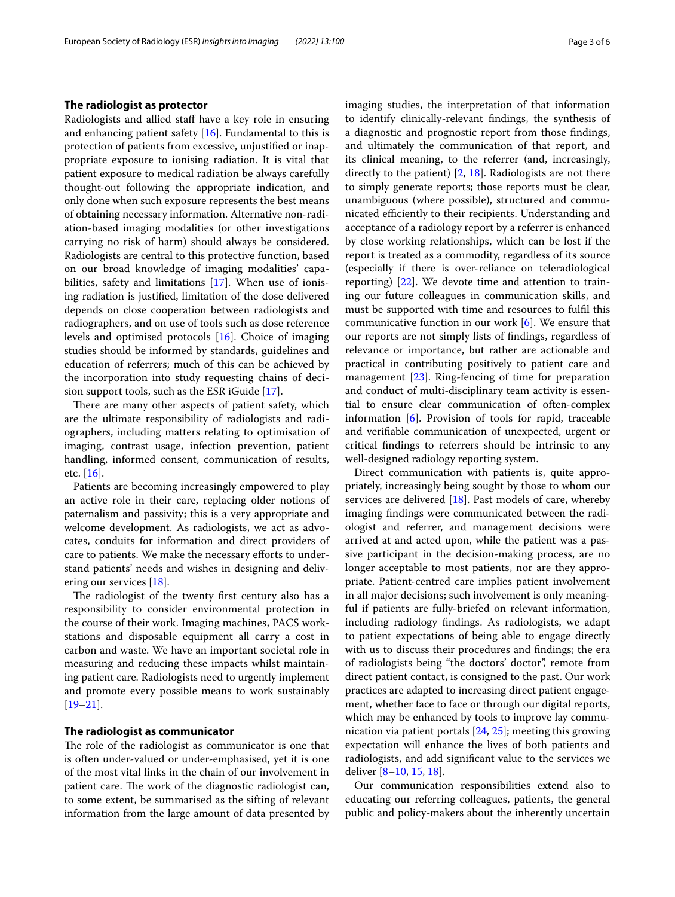## The radiologist as protector

Radiologists and allied staff have a key role in ensuring and enhancing patient safety [16]. Fundamental to this is protection of patients from excessive, unjustified or inappropriate exposure to ionising radiation. It is vital that patient exposure to medical radiation be always carefully thought-out following the appropriate indication, and only done when such exposure represents the best means of obtaining necessary information. Alternative non-radiation-based imaging modalities (or other investigations carrying no risk of harm) should always be considered. Radiologists are central to this protective function, based on our broad knowledge of imaging modalities' capabilities, safety and limitations [17]. When use of ionising radiation is justified, limitation of the dose delivered depends on close cooperation between radiologists and radiographers, and on use of tools such as dose reference levels and optimised protocols [16]. Choice of imaging studies should be informed by standards, guidelines and education of referrers; much of this can be achieved by the incorporation into study requesting chains of decision support tools, such as the ESR iGuide [17].

There are many other aspects of patient safety, which are the ultimate responsibility of radiologists and radiographers, including matters relating to optimisation of imaging, contrast usage, infection prevention, patient handling, informed consent, communication of results, etc. [16].

Patients are becoming increasingly empowered to play an active role in their care, replacing older notions of paternalism and passivity; this is a very appropriate and welcome development. As radiologists, we act as advocates, conduits for information and direct providers of care to patients. We make the necessary efforts to understand patients' needs and wishes in designing and delivering our services [18].

The radiologist of the twenty first century also has a responsibility to consider environmental protection in the course of their work. Imaging machines, PACS workstations and disposable equipment all carry a cost in carbon and waste. We have an important societal role in measuring and reducing these impacts whilst maintaining patient care. Radiologists need to urgently implement and promote every possible means to work sustainably [19–21].

## The radiologist as communicator

The role of the radiologist as communicator is one that is often under-valued or under-emphasised, yet it is one of the most vital links in the chain of our involvement in patient care. The work of the diagnostic radiologist can, to some extent, be summarised as the sifting of relevant information from the large amount of data presented by imaging studies, the interpretation of that information to identify clinically-relevant findings, the synthesis of a diagnostic and prognostic report from those findings, and ultimately the communication of that report, and its clinical meaning, to the referrer (and, increasingly, directly to the patient) [2, 18]. Radiologists are not there to simply generate reports; those reports must be clear, unambiguous (where possible), structured and communicated efficiently to their recipients. Understanding and acceptance of a radiology report by a referrer is enhanced by close working relationships, which can be lost if the report is treated as a commodity, regardless of its source (especially if there is over-reliance on teleradiological reporting) [22]. We devote time and attention to training our future colleagues in communication skills, and must be supported with time and resources to fulfil this communicative function in our work [6]. We ensure that our reports are not simply lists of findings, regardless of relevance or importance, but rather are actionable and practical in contributing positively to patient care and management [23]. Ring-fencing of time for preparation and conduct of multi-disciplinary team activity is essential to ensure clear communication of often-complex information [6]. Provision of tools for rapid, traceable and verifiable communication of unexpected, urgent or critical findings to referrers should be intrinsic to any well-designed radiology reporting system.

Direct communication with patients is, quite appropriately, increasingly being sought by those to whom our services are delivered [18]. Past models of care, whereby imaging findings were communicated between the radiologist and referrer, and management decisions were arrived at and acted upon, while the patient was a passive participant in the decision-making process, are no longer acceptable to most patients, nor are they appropriate. Patient-centred care implies patient involvement in all major decisions; such involvement is only meaningful if patients are fully-briefed on relevant information, including radiology findings. As radiologists, we adapt to patient expectations of being able to engage directly with us to discuss their procedures and findings; the era of radiologists being "the doctors' doctor", remote from direct patient contact, is consigned to the past. Our work practices are adapted to increasing direct patient engagement, whether face to face or through our digital reports, which may be enhanced by tools to improve lay communication via patient portals [24, 25]; meeting this growing expectation will enhance the lives of both patients and radiologists, and add significant value to the services we deliver [8–10, 15, 18].

Our communication responsibilities extend also to educating our referring colleagues, patients, the general public and policy-makers about the inherently uncertain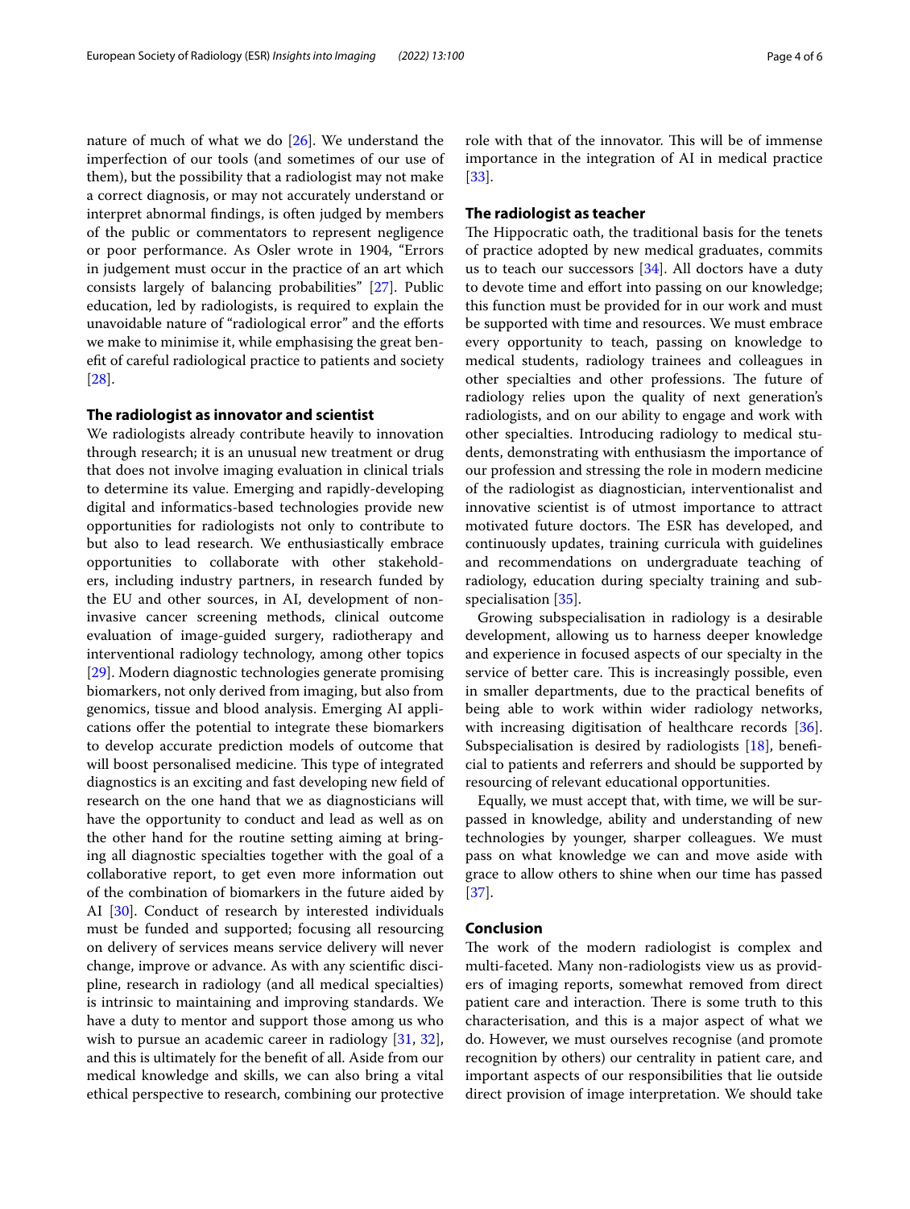nature of much of what we do [26]. We understand the imperfection of our tools (and sometimes of our use of them), but the possibility that a radiologist may not make a correct diagnosis, or may not accurately understand or interpret abnormal findings, is often judged by members of the public or commentators to represent negligence or poor performance. As Osler wrote in 1904, "Errors in judgement must occur in the practice of an art which consists largely of balancing probabilities" [27]. Public education, led by radiologists, is required to explain the unavoidable nature of "radiological error" and the efforts we make to minimise it, while emphasising the great benefit of careful radiological practice to patients and society [28].

## The radiologist as innovator and scientist

We radiologists already contribute heavily to innovation through research; it is an unusual new treatment or drug that does not involve imaging evaluation in clinical trials to determine its value. Emerging and rapidly-developing digital and informatics-based technologies provide new opportunities for radiologists not only to contribute to but also to lead research. We enthusiastically embrace opportunities to collaborate with other stakeholders, including industry partners, in research funded by the EU and other sources, in AI, development of non-invasive cancer screening methods, clinical outcome evaluation of image-guided surgery, radiotherapy and interventional radiology technology, among other topics [29]. Modern diagnostic technologies generate promising biomarkers, not only derived from imaging, but also from genomics, tissue and blood analysis. Emerging AI applications offer the potential to integrate these biomarkers to develop accurate prediction models of outcome that will boost personalised medicine. This type of integrated diagnostics is an exciting and fast developing new field of research on the one hand that we as diagnosticians will have the opportunity to conduct and lead as well as on the other hand for the routine setting aiming at bringing all diagnostic specialties together with the goal of a collaborative report, to get even more information out of the combination of biomarkers in the future aided by AI [30]. Conduct of research by interested individuals must be funded and supported; focusing all resourcing on delivery of services means service delivery will never change, improve or advance. As with any scientific discipline, research in radiology (and all medical specialties) is intrinsic to maintaining and improving standards. We have a duty to mentor and support those among us who wish to pursue an academic career in radiology [31, 32], and this is ultimately for the benefit of all. Aside from our medical knowledge and skills, we can also bring a vital ethical perspective to research, combining our protective role with that of the innovator. This will be of immense importance in the integration of AI in medical practice [33].

## The radiologist as teacher

The Hippocratic oath, the traditional basis for the tenets of practice adopted by new medical graduates, commits us to teach our successors [34]. All doctors have a duty to devote time and effort into passing on our knowledge; this function must be provided for in our work and must be supported with time and resources. We must embrace every opportunity to teach, passing on knowledge to medical students, radiology trainees and colleagues in other specialties and other professions. The future of radiology relies upon the quality of next generation's radiologists, and on our ability to engage and work with other specialties. Introducing radiology to medical students, demonstrating with enthusiasm the importance of our profession and stressing the role in modern medicine of the radiologist as diagnostician, interventionalist and innovative scientist is of utmost importance to attract motivated future doctors. The ESR has developed, and continuously updates, training curricula with guidelines and recommendations on undergraduate teaching of radiology, education during specialty training and subspecialisation [35].

Growing subspecialisation in radiology is a desirable development, allowing us to harness deeper knowledge and experience in focused aspects of our specialty in the service of better care. This is increasingly possible, even in smaller departments, due to the practical benefits of being able to work within wider radiology networks, with increasing digitisation of healthcare records [36]. Subspecialisation is desired by radiologists [18], beneficial to patients and referrers and should be supported by resourcing of relevant educational opportunities.

Equally, we must accept that, with time, we will be surpassed in knowledge, ability and understanding of new technologies by younger, sharper colleagues. We must pass on what knowledge we can and move aside with grace to allow others to shine when our time has passed [37].

## Conclusion

The work of the modern radiologist is complex and multi-faceted. Many non-radiologists view us as providers of imaging reports, somewhat removed from direct patient care and interaction. There is some truth to this characterisation, and this is a major aspect of what we do. However, we must ourselves recognise (and promote recognition by others) our centrality in patient care, and important aspects of our responsibilities that lie outside direct provision of image interpretation. We should take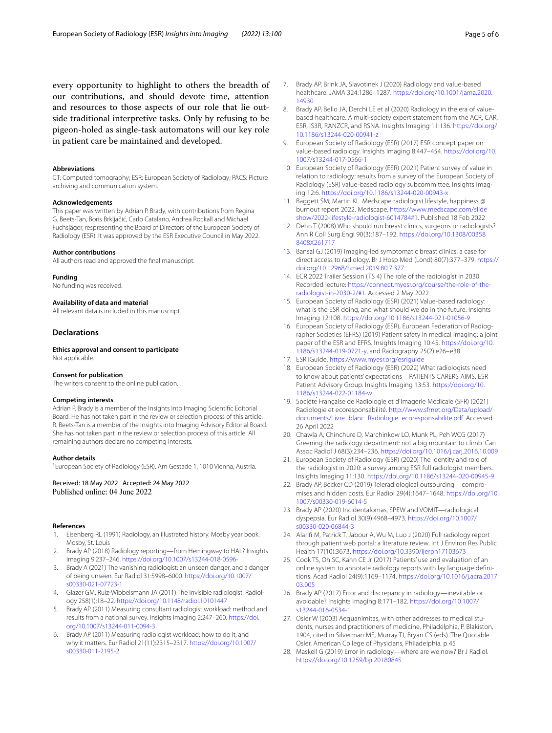every opportunity to highlight to others the breadth of our contributions, and should devote time, attention and resources to those aspects of our role that lie outside traditional interpretive tasks. Only by refusing to be pigeon-holed as single-task automatons will our key role in patient care be maintained and developed.

#### Abbreviations
CT: Computed tomography; ESR: European Society of Radiology; PACS: Picture archiving and communication system.

#### Acknowledgements
This paper was written by Adrian P. Brady, with contributions from Regina G. Beets-Tan, Boris Brkljačić, Carlo Catalano, Andrea Rockall and Michael Fuchsjäger, respresenting the Board of Directors of the European Society of Radiology (ESR). It was approved by the ESR Executive Council in May 2022.

#### Author contributions
All authors read and approved the final manuscript.

#### Funding
No funding was received.

#### Availability of data and material
All relevant data is included in this manuscript.

### Declarations

#### Ethics approval and consent to participate
Not applicable.

#### Consent for publication
The writers consent to the online publication.

#### Competing interests
Adrian P. Brady is a member of the Insights into Imaging Scientific Editorial Board. He has not taken part in the review or selection process of this article. R. Beets-Tan is a member of the Insights into Imaging Advisory Editorial Board. She has not taken part in the review or selection process of this article. All remaining authors declare no competing interests.

#### Author details
[1]European Society of Radiology (ESR), Am Gestade 1, 1010 Vienna, Austria.

Received: 18 May 2022 Accepted: 24 May 2022
Published online: 04 June 2022

#### References
1. Eisenberg RL (1991) Radiology, an illustrated history. Mosby year book. Mosby, St. Louis
2. Brady AP (2018) Radiology reporting—from Hemingway to HAL? Insights Imaging 9:237–246. https://doi.org/10.1007/s13244-018-0596-
3. Brady A (2021) The vanishing radiologist: an unseen danger, and a danger of being unseen. Eur Radiol 31:5998–6000. https://doi.org/10.1007/s00330-021-07723-1
4. Glazer GM, Ruiz-Wibbelsmann JA (2011) The invisible radiologist. Radiology 258(1):18–22. https://doi.org/10.1148/radiol.10101447
5. Brady AP (2011) Measuring consultant radiologist workload: method and results from a national survey. Insights Imaging 2:247–260. https://doi.org/10.1007/s13244-011-0094-3
6. Brady AP (2011) Measuring radiologist workload: how to do it, and why it matters. Eur Radiol 21(11):2315–2317. https://doi.org/10.1007/s00330-011-2195-2
7. Brady AP, Brink JA, Slavotinek J (2020) Radiology and value-based healthcare. JAMA 324:1286–1287. https://doi.org/10.1001/jama.2020.14930
8. Brady AP, Bello JA, Derchi LE et al (2020) Radiology in the era of value-based healthcare. A multi-society expert statement from the ACR, CAR, ESR, IS3R, RANZCR, and RSNA. Insights Imaging 11:136. https://doi.org/10.1186/s13244-020-00941-z
9. European Society of Radiology (ESR) (2017) ESR concept paper on value-based radiology. Insights Imaging 8:447–454. https://doi.org/10.1007/s13244-017-0566-1
10. European Society of Radiology (ESR) (2021) Patient survey of value in relation to radiology: results from a survey of the European Society of Radiology (ESR) value-based radiology subcommittee. Insights Imaging 12:6. https://doi.org/10.1186/s13244-020-00943-x
11. Baggett SM, Martin KL. Medscape radiologist lifestyle, happiness @ burnout report 2022. Medscape. https://www.medscape.com/slideshow/2022-lifestyle-radiologist-6014784#1. Published 18 Feb 2022
12. Dehn T (2008) Who should run breast clinics, surgeons or radiologists? Ann R Coll Surg Engl 90(3):187–192. https://doi.org/10.1308/003588408X261717
13. Bansal GJ (2019) Imaging-led symptomatic breast clinics: a case for direct access to radiology. Br J Hosp Med (Lond) 80(7):377–379. https://doi.org/10.12968/hmed.2019.80.7.377
14. ECR 2022 Trailer Session (TS 4) The role of the radiologist in 2030. Recorded lecture: https://connect.myesr.org/course/the-role-of-the-radiologist-in-2030-2/#1. Accessed 2 May 2022
15. European Society of Radiology (ESR) (2021) Value-based radiology: what is the ESR doing, and what should we do in the future. Insights Imaging 12:108. https://doi.org/10.1186/s13244-021-01056-9
16. European Society of Radiology (ESR), European Federation of Radiographer Societies (EFRS) (2019) Patient safety in medical imaging: a joint paper of the ESR and EFRS. Insights Imaging 10:45. https://doi.org/10.1186/s13244-019-0721-y, and Radiography 25(2):e26–e38
17. ESR iGuide. https://www.myesr.org/esriguide
18. European Society of Radiology (ESR) (2022) What radiologists need to know about patients' expectations—PATIENTS CARERS AIMS. ESR Patient Advisory Group. Insights Imaging 13:53. https://doi.org/10.1186/s13244-022-01184-w
19. Société Française de Radiologie et d'Imagerie Médicale (SFR) (2021) Radiologie et ecoresponsabilité. http://www.sfrnet.org/Data/upload/documents/Livre_blanc_Radiologie_ecoresponsabilite.pdf. Accessed 26 April 2022
20. Chawla A, Chinchure D, Marchinkow LO, Munk PL, Peh WCG (2017) Greening the radiology department: not a big mountain to climb. Can Assoc Radiol J 68(3):234–236. https://doi.org/10.1016/j.carj.2016.10.009
21. European Society of Radiology (ESR) (2020) The identity and role of the radiologist in 2020: a survey among ESR full radiologist members. Insights Imaging 11:130. https://doi.org/10.1186/s13244-020-00945-9
22. Brady AP, Becker CD (2019) Teleradiological outsourcing—compromises and hidden costs. Eur Radiol 29(4):1647–1648. https://doi.org/10.1007/s00330-019-6014-5
23. Brady AP (2020) Incidentalomas, SPEW and VOMIT—radiological dyspepsia. Eur Radiol 30(9):4968–4973. https://doi.org/10.1007/s00330-020-06844-3
24. Alarifi M, Patrick T, Jabour A, Wu M, Luo J (2020) Full radiology report through patient web portal: a literature review. Int J Environ Res Public Health 17(10):3673. https://doi.org/10.3390/ijerph17103673
25. Cook TS, Oh SC, Kahn CE Jr (2017) Patients' use and evaluation of an online system to annotate radiology reports with lay language definitions. Acad Radiol 24(9):1169–1174. https://doi.org/10.1016/j.acra.2017.03.005
26. Brady AP (2017) Error and discrepancy in radiology—inevitable or avoidable? Insights Imaging 8:171–182. https://doi.org/10.1007/s13244-016-0534-1
27. Osler W (2003) Aequanimitas, with other addresses to medical students, nurses and practitioners of medicine, Philadelphia, P. Blakiston, 1904, cited in Silverman ME, Murray TJ, Bryan CS (eds). The Quotable Osler, American College of Physicians, Philadelphia, p 45
28. Maskell G (2019) Error in radiology—where are we now? Br J Radiol. https://doi.org/10.1259/bjr.20180845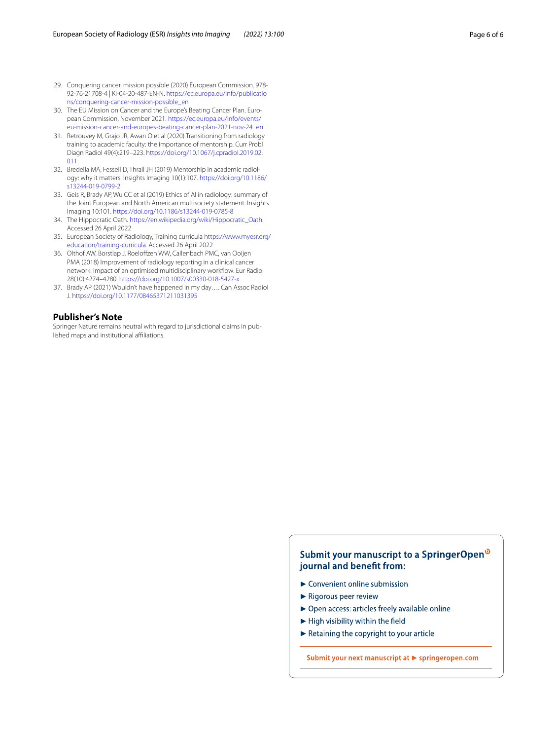29. Conquering cancer, mission possible (2020) European Commission. 978-92-76-21708-4 | KI-04-20-487-EN-N. https://ec.europa.eu/info/publications/conquering-cancer-mission-possible_en
30. The EU Mission on Cancer and the Europe's Beating Cancer Plan. European Commission, November 2021. https://ec.europa.eu/info/events/eu-mission-cancer-and-europes-beating-cancer-plan-2021-nov-24_en
31. Retrouvey M, Grajo JR, Awan O et al (2020) Transitioning from radiology training to academic faculty: the importance of mentorship. Curr Probl Diagn Radiol 49(4):219–223. https://doi.org/10.1067/j.cpradiol.2019.02.011
32. Bredella MA, Fessell D, Thrall JH (2019) Mentorship in academic radiology: why it matters. Insights Imaging 10(1):107. https://doi.org/10.1186/s13244-019-0799-2
33. Geis R, Brady AP, Wu CC et al (2019) Ethics of AI in radiology: summary of the Joint European and North American multisociety statement. Insights Imaging 10:101. https://doi.org/10.1186/s13244-019-0785-8
34. The Hippocratic Oath. https://en.wikipedia.org/wiki/Hippocratic_Oath. Accessed 26 April 2022
35. European Society of Radiology, Training curricula https://www.myesr.org/education/training-curricula. Accessed 26 April 2022
36. Olthof AW, Borstlap J, Roeloffzen WW, Callenbach PMC, van Ooijen PMA (2018) Improvement of radiology reporting in a clinical cancer network: impact of an optimised multidisciplinary workflow. Eur Radiol 28(10):4274–4280. https://doi.org/10.1007/s00330-018-5427-x
37. Brady AP (2021) Wouldn't have happened in my day…. Can Assoc Radiol J. https://doi.org/10.1177/08465371211031395

## Publisher's Note

Springer Nature remains neutral with regard to jurisdictional claims in published maps and institutional affiliations.

**Submit your manuscript to a SpringerOpen journal and benefit from:**

- ► Convenient online submission
- ► Rigorous peer review
- ► Open access: articles freely available online
- ► High visibility within the field
- ► Retaining the copyright to your article

**Submit your next manuscript at ► springeropen.com**